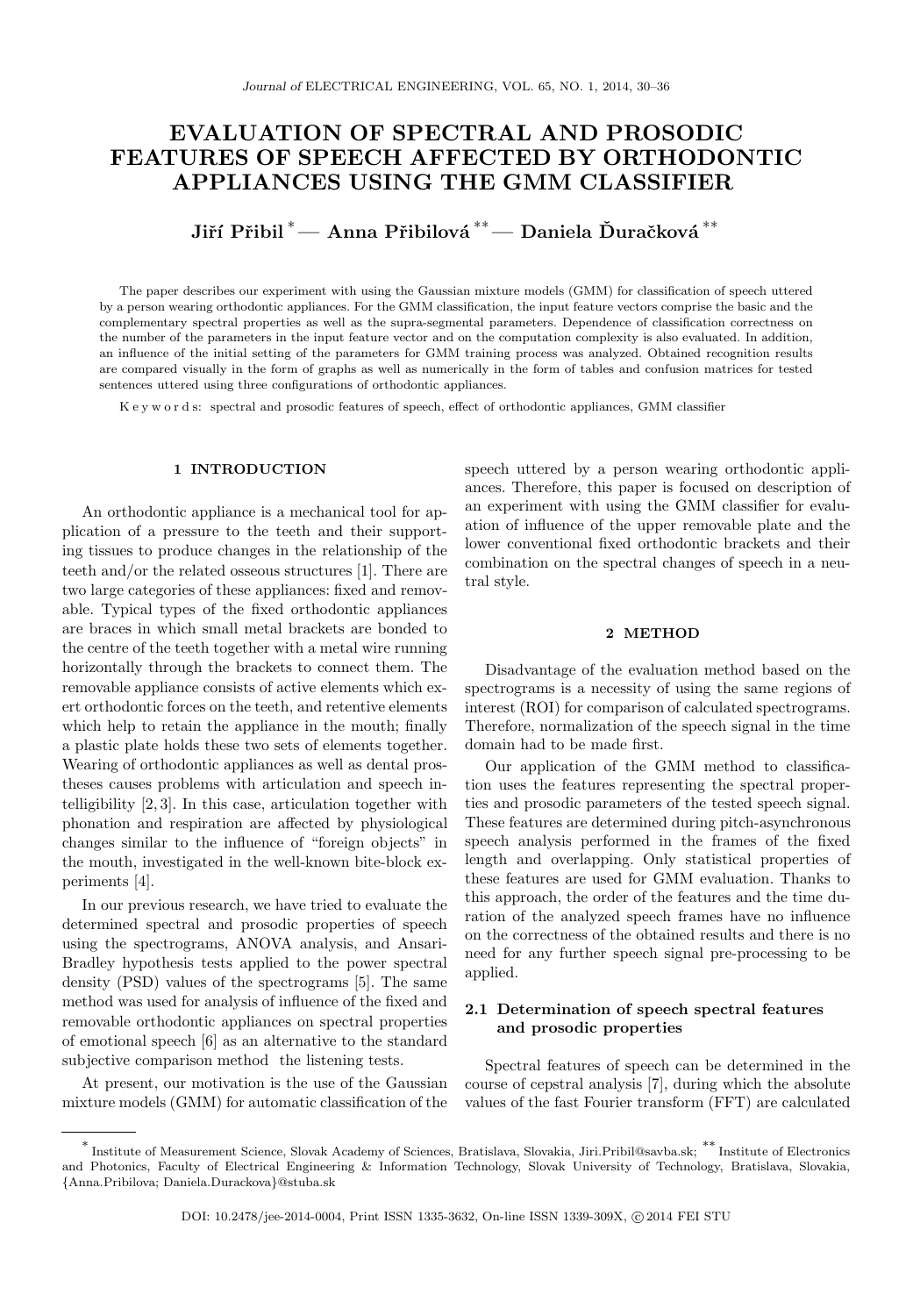# EVALUATION OF SPECTRAL AND PROSODIC FEATURES OF SPEECH AFFECTED BY ORTHODONTIC APPLIANCES USING THE GMM CLASSIFIER

**Jiří Přibil** [*] — **Anna Přibilová** [**] — **Daniela Ďuračková** [**]

The paper describes our experiment with using the Gaussian mixture models (GMM) for classification of speech uttered by a person wearing orthodontic appliances. For the GMM classification, the input feature vectors comprise the basic and the complementary spectral properties as well as the supra-segmental parameters. Dependence of classification correctness on the number of the parameters in the input feature vector and on the computation complexity is also evaluated. In addition, an influence of the initial setting of the parameters for GMM training process was analyzed. Obtained recognition results are compared visually in the form of graphs as well as numerically in the form of tables and confusion matrices for tested sentences uttered using three configurations of orthodontic appliances.

K e y w o r d s: spectral and prosodic features of speech, effect of orthodontic appliances, GMM classifier

## 1 INTRODUCTION

An orthodontic appliance is a mechanical tool for application of a pressure to the teeth and their supporting tissues to produce changes in the relationship of the teeth and/or the related osseous structures [1]. There are two large categories of these appliances: fixed and removable. Typical types of the fixed orthodontic appliances are braces in which small metal brackets are bonded to the centre of the teeth together with a metal wire running horizontally through the brackets to connect them. The removable appliance consists of active elements which exert orthodontic forces on the teeth, and retentive elements which help to retain the appliance in the mouth; finally a plastic plate holds these two sets of elements together. Wearing of orthodontic appliances as well as dental prostheses causes problems with articulation and speech intelligibility [2, 3]. In this case, articulation together with phonation and respiration are affected by physiological changes similar to the influence of "foreign objects" in the mouth, investigated in the well-known bite-block experiments [4].

In our previous research, we have tried to evaluate the determined spectral and prosodic properties of speech using the spectrograms, ANOVA analysis, and Ansari-Bradley hypothesis tests applied to the power spectral density (PSD) values of the spectrograms [5]. The same method was used for analysis of influence of the fixed and removable orthodontic appliances on spectral properties of emotional speech [6] as an alternative to the standard subjective comparison method the listening tests.

At present, our motivation is the use of the Gaussian mixture models (GMM) for automatic classification of the speech uttered by a person wearing orthodontic appliances. Therefore, this paper is focused on description of an experiment with using the GMM classifier for evaluation of influence of the upper removable plate and the lower conventional fixed orthodontic brackets and their combination on the spectral changes of speech in a neutral style.

## 2 METHOD

Disadvantage of the evaluation method based on the spectrograms is a necessity of using the same regions of interest (ROI) for comparison of calculated spectrograms. Therefore, normalization of the speech signal in the time domain had to be made first.

Our application of the GMM method to classification uses the features representing the spectral properties and prosodic parameters of the tested speech signal. These features are determined during pitch-asynchronous speech analysis performed in the frames of the fixed length and overlapping. Only statistical properties of these features are used for GMM evaluation. Thanks to this approach, the order of the features and the time duration of the analyzed speech frames have no influence on the correctness of the obtained results and there is no need for any further speech signal pre-processing to be applied.

### 2.1 Determination of speech spectral features and prosodic properties

Spectral features of speech can be determined in the course of cepstral analysis [7], during which the absolute values of the fast Fourier transform (FFT) are calculated

---

[*] Institute of Measurement Science, Slovak Academy of Sciences, Bratislava, Slovakia, Jiri.Pribil@savba.sk; [**] Institute of Electronics and Photonics, Faculty of Electrical Engineering & Information Technology, Slovak University of Technology, Bratislava, Slovakia, {Anna.Pribilova; Daniela.Durackova}@stuba.sk

DOI: 10.2478/jee-2014-0004, Print ISSN 1335-3632, On-line ISSN 1339-309X, © 2014 FEI STU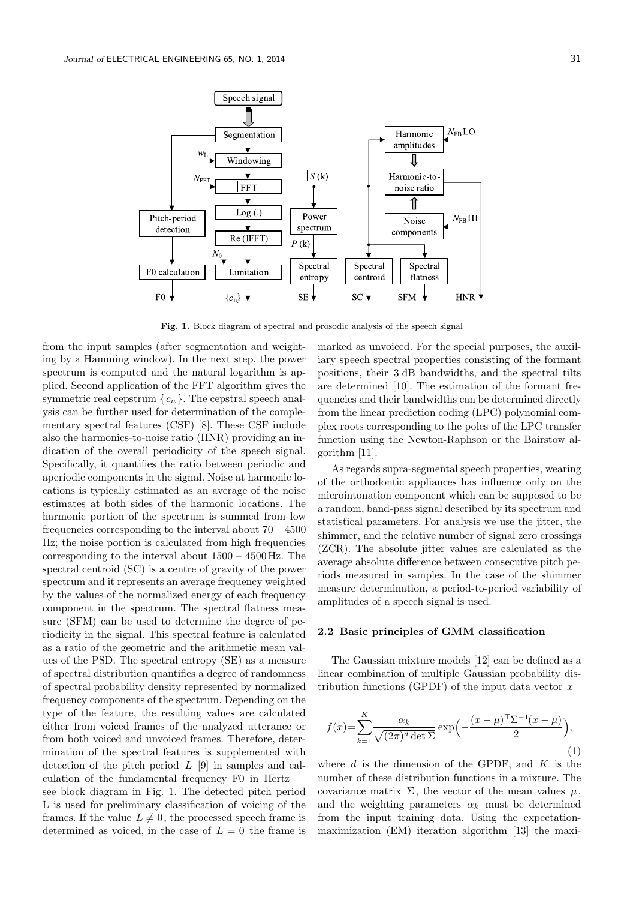**Fig. 1.** Block diagram of spectral and prosodic analysis of the speech signal

from the input samples (after segmentation and weighting by a Hamming window). In the next step, the power spectrum is computed and the natural logarithm is applied. Second application of the FFT algorithm gives the symmetric real cepstrum $\{c_n\}$. The cepstral speech analysis can be further used for determination of the complementary spectral features (CSF) [8]. These CSF include also the harmonics-to-noise ratio (HNR) providing an indication of the overall periodicity of the speech signal. Specifically, it quantifies the ratio between periodic and aperiodic components in the signal. Noise at harmonic locations is typically estimated as an average of the noise estimates at both sides of the harmonic locations. The harmonic portion of the spectrum is summed from low frequencies corresponding to the interval about 70 – 4500 Hz; the noise portion is calculated from high frequencies corresponding to the interval about 1500 – 4500 Hz. The spectral centroid (SC) is a centre of gravity of the power spectrum and it represents an average frequency weighted by the values of the normalized energy of each frequency component in the spectrum. The spectral flatness measure (SFM) can be used to determine the degree of periodicity in the signal. This spectral feature is calculated as a ratio of the geometric and the arithmetic mean values of the PSD. The spectral entropy (SE) as a measure of spectral distribution quantifies a degree of randomness of spectral probability density represented by normalized frequency components of the spectrum. Depending on the type of the feature, the resulting values are calculated either from voiced frames of the analyzed utterance or from both voiced and unvoiced frames. Therefore, determination of the spectral features is supplemented with detection of the pitch period $L$ [9] in samples and calculation of the fundamental frequency F0 in Hertz — see block diagram in Fig. 1. The detected pitch period L is used for preliminary classification of voicing of the frames. If the value $L \neq 0$, the processed speech frame is determined as voiced, in the case of $L = 0$ the frame is marked as unvoiced. For the special purposes, the auxiliary speech spectral properties consisting of the formant positions, their 3 dB bandwidths, and the spectral tilts are determined [10]. The estimation of the formant frequencies and their bandwidths can be determined directly from the linear prediction coding (LPC) polynomial complex roots corresponding to the poles of the LPC transfer function using the Newton-Raphson or the Bairstow algorithm [11].

As regards supra-segmental speech properties, wearing of the orthodontic appliances has influence only on the microintonation component which can be supposed to be a random, band-pass signal described by its spectrum and statistical parameters. For analysis we use the jitter, the shimmer, and the relative number of signal zero crossings (ZCR). The absolute jitter values are calculated as the average absolute difference between consecutive pitch periods measured in samples. In the case of the shimmer measure determination, a period-to-period variability of amplitudes of a speech signal is used.

### 2.2 Basic principles of GMM classification

The Gaussian mixture models [12] can be defined as a linear combination of multiple Gaussian probability distribution functions (GPDF) of the input data vector $x$

$$f(x)=\sum_{k=1}^{K}\frac{\alpha_k}{\sqrt{(2\pi)^d \det \Sigma}} \exp\Big(-\frac{(x-\mu)^{\top}\Sigma^{-1}(x-\mu)}{2}\Big), \tag{1}$$

where $d$ is the dimension of the GPDF, and $K$ is the number of these distribution functions in a mixture. The covariance matrix $\Sigma$, the vector of the mean values $\mu$, and the weighting parameters $\alpha_k$ must be determined from the input training data. Using the expectation-maximization (EM) iteration algorithm [13] the maxi-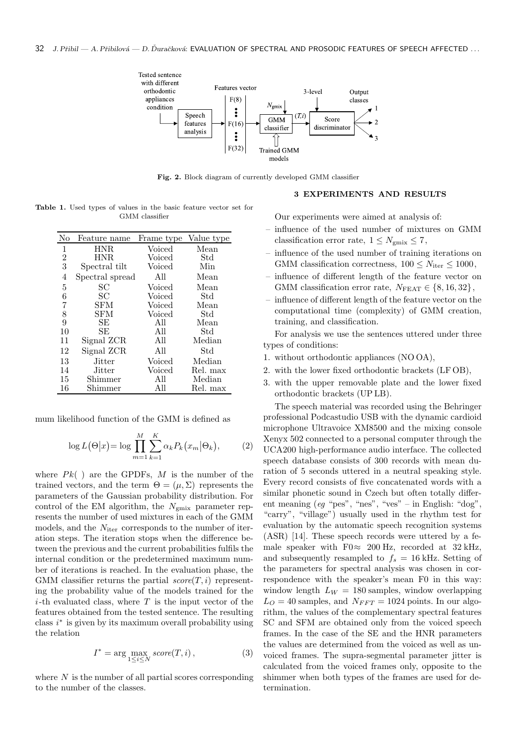Fig. 2. Block diagram of currently developed GMM classifier

Table 1. Used types of values in the basic feature vector set for GMM classifier

| No | Feature name | Frame type | Value type |
|---|---|---|---|
| 1 | HNR | Voiced | Mean |
| 2 | HNR | Voiced | Std |
| 3 | Spectral tilt | Voiced | Min |
| 4 | Spectral spread | All | Mean |
| 5 | SC | Voiced | Mean |
| 6 | SC | Voiced | Std |
| 7 | SFM | Voiced | Mean |
| 8 | SFM | Voiced | Std |
| 9 | SE | All | Mean |
| 10 | SE | All | Std |
| 11 | Signal ZCR | All | Median |
| 12 | Signal ZCR | All | Std |
| 13 | Jitter | Voiced | Median |
| 14 | Jitter | Voiced | Rel. max |
| 15 | Shimmer | All | Median |
| 16 | Shimmer | All | Rel. max |

mum likelihood function of the GMM is defined as

$$\log L(\Theta|x) = \log \prod_{m=1}^{M} \sum_{k=1}^{K} \alpha_k P_k(x_m|\Theta_k), \tag{2}$$

where $Pk(\ )$ are the GPDFs, $M$ is the number of the trained vectors, and the term $\Theta = (\mu, \Sigma)$ represents the parameters of the Gaussian probability distribution. For control of the EM algorithm, the $N_{\rm gmix}$ parameter represents the number of used mixtures in each of the GMM models, and the $N_{\rm iter}$ corresponds to the number of iteration steps. The iteration stops when the difference between the previous and the current probabilities fulfils the internal condition or the predetermined maximum number of iterations is reached. In the evaluation phase, the GMM classifier returns the partial $score(T, i)$ representing the probability value of the models trained for the $i$-th evaluated class, where $T$ is the input vector of the features obtained from the tested sentence. The resulting class $i^*$ is given by its maximum overall probability using the relation

$$I^* = \arg \max_{1 \le i \le N} score(T, i), \tag{3}$$

where $N$ is the number of all partial scores corresponding to the number of the classes.

## 3 EXPERIMENTS AND RESULTS

Our experiments were aimed at analysis of:

- influence of the used number of mixtures on GMM classification error rate, $1 \le N_{\rm gmix} \le 7$,
- influence of the used number of training iterations on GMM classification correctness, $100 \le N_{\rm iter} \le 1000$,
- influence of different length of the feature vector on GMM classification error rate, $N_{\rm FEAT} \in \{8, 16, 32\}$,
- influence of different length of the feature vector on the computational time (complexity) of GMM creation, training, and classification.

For analysis we use the sentences uttered under three types of conditions:

1. without orthodontic appliances (NO OA),
2. with the lower fixed orthodontic brackets (LF OB),
3. with the upper removable plate and the lower fixed orthodontic brackets (UP LB).

The speech material was recorded using the Behringer professional Podcastudio USB with the dynamic cardioid microphone Ultravoice XM8500 and the mixing console Xenyx 502 connected to a personal computer through the UCA200 high-performance audio interface. The collected speech database consists of 300 records with mean duration of 5 seconds uttered in a neutral speaking style. Every record consists of five concatenated words with a similar phonetic sound in Czech but often totally different meaning (*eg* "pes", "nes", "ves" – in English: "dog", "carry", "village") usually used in the rhythm test for evaluation by the automatic speech recognition systems (ASR) [14]. These speech records were uttered by a female speaker with F0≈ 200 Hz, recorded at 32 kHz, and subsequently resampled to $f_s = 16$ kHz. Setting of the parameters for spectral analysis was chosen in correspondence with the speaker's mean F0 in this way: window length $L_W = 180$ samples, window overlapping $L_O = 40$ samples, and $N_{FFT} = 1024$ points. In our algorithm, the values of the complementary spectral features SC and SFM are obtained only from the voiced speech frames. In the case of the SE and the HNR parameters the values are determined from the voiced as well as unvoiced frames. The supra-segmental parameter jitter is calculated from the voiced frames only, opposite to the shimmer when both types of the frames are used for determination.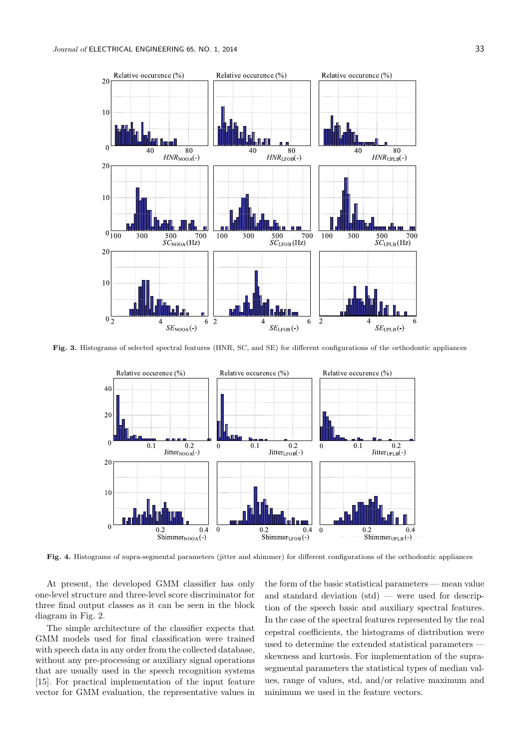**Fig. 3.** Histograms of selected spectral features (HNR, SC, and SE) for different configurations of the orthodontic appliances

**Fig. 4.** Histograms of supra-segmental parameters (jitter and shimmer) for different configurations of the orthodontic appliances

At present, the developed GMM classifier has only one-level structure and three-level score discriminator for three final output classes as it can be seen in the block diagram in Fig. 2.

The simple architecture of the classifier expects that GMM models used for final classification were trained with speech data in any order from the collected database, without any pre-processing or auxiliary signal operations that are usually used in the speech recognition systems [15]. For practical implementation of the input feature vector for GMM evaluation, the representative values in the form of the basic statistical parameters — mean value and standard deviation (std) — were used for description of the speech basic and auxiliary spectral features. In the case of the spectral features represented by the real cepstral coefficients, the histograms of distribution were used to determine the extended statistical parameters — skewness and kurtosis. For implementation of the supra-segmental parameters the statistical types of median values, range of values, std, and/or relative maximum and minimum we used in the feature vectors.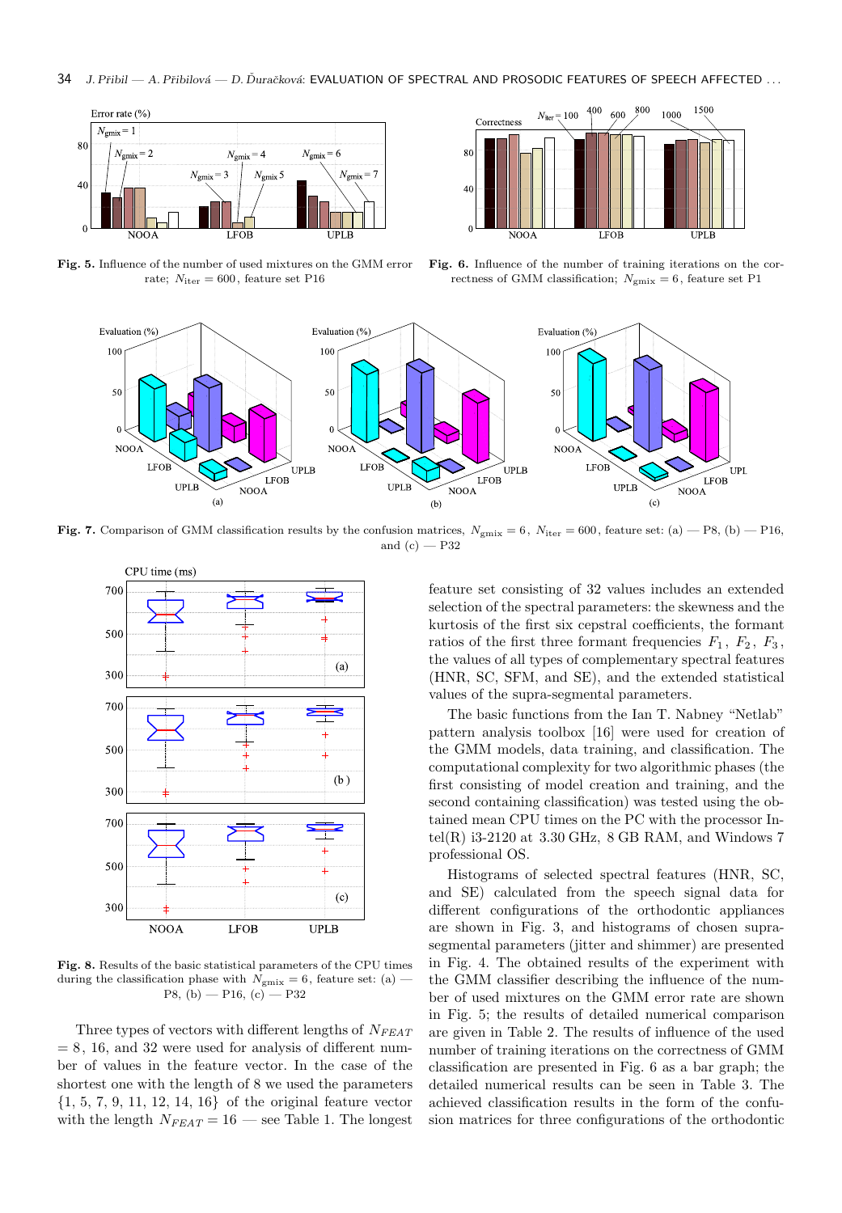Fig. 5. Influence of the number of used mixtures on the GMM error rate; $N_{\mathrm{iter}} = 600$, feature set P16

Fig. 6. Influence of the number of training iterations on the correctness of GMM classification; $N_{\mathrm{gmix}} = 6$, feature set P1

Fig. 7. Comparison of GMM classification results by the confusion matrices, $N_{\mathrm{gmix}} = 6$, $N_{\mathrm{iter}} = 600$, feature set: (a) — P8, (b) — P16, and (c) — P32

Fig. 8. Results of the basic statistical parameters of the CPU times during the classification phase with $N_{\mathrm{gmix}} = 6$, feature set: (a) — P8, (b) — P16, (c) — P32

Three types of vectors with different lengths of $N_{FEAT}$ = 8, 16, and 32 were used for analysis of different number of values in the feature vector. In the case of the shortest one with the length of 8 we used the parameters {1, 5, 7, 9, 11, 12, 14, 16} of the original feature vector with the length $N_{FEAT} = 16$ — see Table 1. The longest feature set consisting of 32 values includes an extended selection of the spectral parameters: the skewness and the kurtosis of the first six cepstral coefficients, the formant ratios of the first three formant frequencies $F_1$, $F_2$, $F_3$, the values of all types of complementary spectral features (HNR, SC, SFM, and SE), and the extended statistical values of the supra-segmental parameters.

The basic functions from the Ian T. Nabney "Netlab" pattern analysis toolbox [16] were used for creation of the GMM models, data training, and classification. The computational complexity for two algorithmic phases (the first consisting of model creation and training, and the second containing classification) was tested using the obtained mean CPU times on the PC with the processor Intel(R) i3-2120 at 3.30 GHz, 8 GB RAM, and Windows 7 professional OS.

Histograms of selected spectral features (HNR, SC, and SE) calculated from the speech signal data for different configurations of the orthodontic appliances are shown in Fig. 3, and histograms of chosen supra-segmental parameters (jitter and shimmer) are presented in Fig. 4. The obtained results of the experiment with the GMM classifier describing the influence of the number of used mixtures on the GMM error rate are shown in Fig. 5; the results of detailed numerical comparison are given in Table 2. The results of influence of the used number of training iterations on the correctness of GMM classification are presented in Fig. 6 as a bar graph; the detailed numerical results can be seen in Table 3. The achieved classification results in the form of the confusion matrices for three configurations of the orthodontic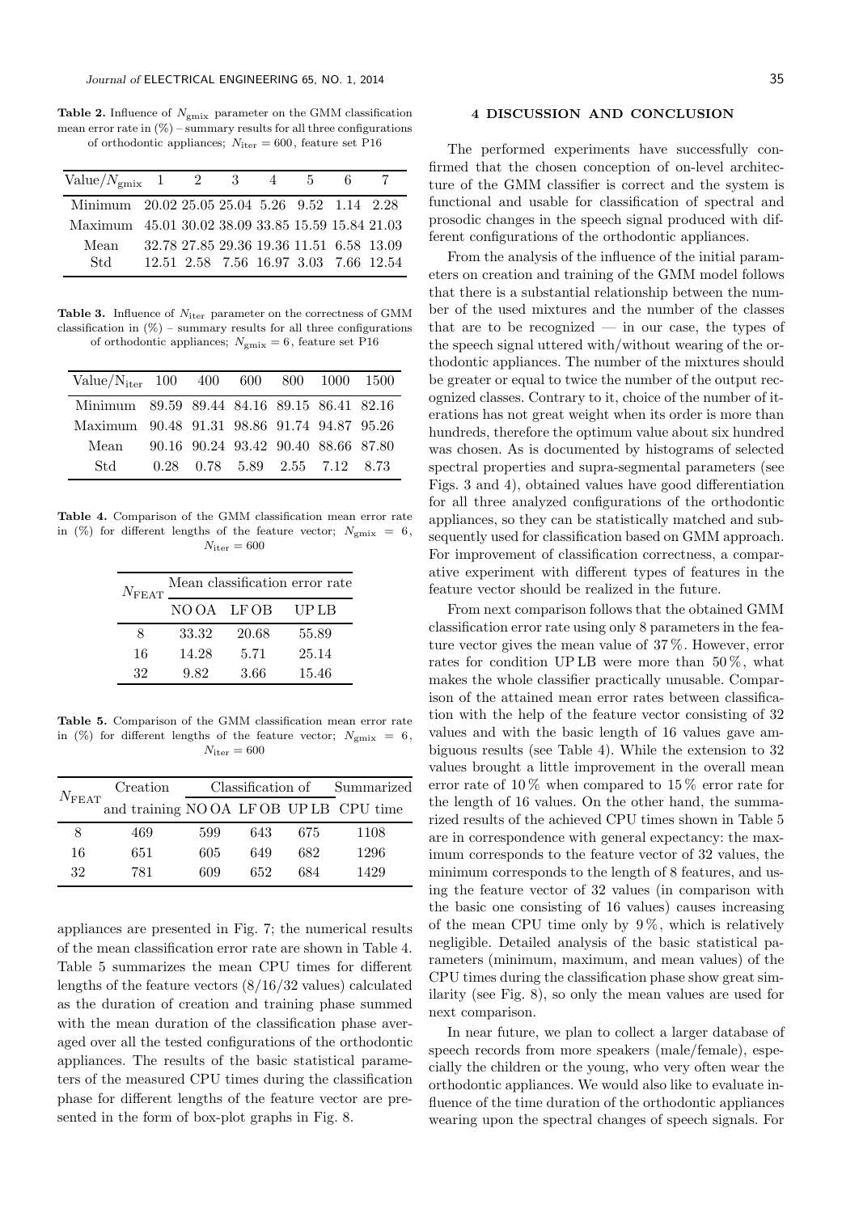**Table 2.** Influence of $N_{\rm gmix}$ parameter on the GMM classification mean error rate in (%) – summary results for all three configurations of orthodontic appliances; $N_{\rm iter} = 600$, feature set P16

| Value/$N_{\rm gmix}$ | 1 | 2 | 3 | 4 | 5 | 6 | 7 |
|---|---|---|---|---|---|---|---|
| Minimum | 20.02 | 25.05 | 25.04 | 5.26 | 9.52 | 1.14 | 2.28 |
| Maximum | 45.01 | 30.02 | 38.09 | 33.85 | 15.59 | 15.84 | 21.03 |
| Mean | 32.78 | 27.85 | 29.36 | 19.36 | 11.51 | 6.58 | 13.09 |
| Std | 12.51 | 2.58 | 7.56 | 16.97 | 3.03 | 7.66 | 12.54 |

**Table 3.** Influence of $N_{\rm iter}$ parameter on the correctness of GMM classification in (%) – summary results for all three configurations of orthodontic appliances; $N_{\rm gmix} = 6$, feature set P16

| Value/$N_{\rm iter}$ | 100 | 400 | 600 | 800 | 1000 | 1500 |
|---|---|---|---|---|---|---|
| Minimum | 89.59 | 89.44 | 84.16 | 89.15 | 86.41 | 82.16 |
| Maximum | 90.48 | 91.31 | 98.86 | 91.74 | 94.87 | 95.26 |
| Mean | 90.16 | 90.24 | 93.42 | 90.40 | 88.66 | 87.80 |
| Std | 0.28 | 0.78 | 5.89 | 2.55 | 7.12 | 8.73 |

**Table 4.** Comparison of the GMM classification mean error rate in (%) for different lengths of the feature vector; $N_{\rm gmix} = 6$, $N_{\rm iter} = 600$

| $N_{\rm FEAT}$ | Mean classification error rate | | |
|---|---|---|---|
| | NO OA | LF OB | UP LB |
| 8 | 33.32 | 20.68 | 55.89 |
| 16 | 14.28 | 5.71 | 25.14 |
| 32 | 9.82 | 3.66 | 15.46 |

**Table 5.** Comparison of the GMM classification mean error rate in (%) for different lengths of the feature vector; $N_{\rm gmix} = 6$, $N_{\rm iter} = 600$

| $N_{\rm FEAT}$ | Creation and training | Classification of NO OA | Classification of LF OB | Classification of UP LB | Summarized CPU time |
|---|---|---|---|---|---|
| 8 | 469 | 599 | 643 | 675 | 1108 |
| 16 | 651 | 605 | 649 | 682 | 1296 |
| 32 | 781 | 609 | 652 | 684 | 1429 |

appliances are presented in Fig. 7; the numerical results of the mean classification error rate are shown in Table 4. Table 5 summarizes the mean CPU times for different lengths of the feature vectors (8/16/32 values) calculated as the duration of creation and training phase summed with the mean duration of the classification phase averaged over all the tested configurations of the orthodontic appliances. The results of the basic statistical parameters of the measured CPU times during the classification phase for different lengths of the feature vector are presented in the form of box-plot graphs in Fig. 8.

## 4 DISCUSSION AND CONCLUSION

The performed experiments have successfully confirmed that the chosen conception of on-level architecture of the GMM classifier is correct and the system is functional and usable for classification of spectral and prosodic changes in the speech signal produced with different configurations of the orthodontic appliances.

From the analysis of the influence of the initial parameters on creation and training of the GMM model follows that there is a substantial relationship between the number of the used mixtures and the number of the classes that are to be recognized — in our case, the types of the speech signal uttered with/without wearing of the orthodontic appliances. The number of the mixtures should be greater or equal to twice the number of the output recognized classes. Contrary to it, choice of the number of iterations has not great weight when its order is more than hundreds, therefore the optimum value about six hundred was chosen. As is documented by histograms of selected spectral properties and supra-segmental parameters (see Figs. 3 and 4), obtained values have good differentiation for all three analyzed configurations of the orthodontic appliances, so they can be statistically matched and subsequently used for classification based on GMM approach. For improvement of classification correctness, a comparative experiment with different types of features in the feature vector should be realized in the future.

From next comparison follows that the obtained GMM classification error rate using only 8 parameters in the feature vector gives the mean value of 37 %. However, error rates for condition UP LB were more than 50 %, what makes the whole classifier practically unusable. Comparison of the attained mean error rates between classification with the help of the feature vector consisting of 32 values and with the basic length of 16 values gave ambiguous results (see Table 4). While the extension to 32 values brought a little improvement in the overall mean error rate of 10 % when compared to 15 % error rate for the length of 16 values. On the other hand, the summarized results of the achieved CPU times shown in Table 5 are in correspondence with general expectancy: the maximum corresponds to the feature vector of 32 values, the minimum corresponds to the length of 8 features, and using the feature vector of 32 values (in comparison with the basic one consisting of 16 values) causes increasing of the mean CPU time only by 9 %, which is relatively negligible. Detailed analysis of the basic statistical parameters (minimum, maximum, and mean values) of the CPU times during the classification phase show great similarity (see Fig. 8), so only the mean values are used for next comparison.

In near future, we plan to collect a larger database of speech records from more speakers (male/female), especially the children or the young, who very often wear the orthodontic appliances. We would also like to evaluate influence of the time duration of the orthodontic appliances wearing upon the spectral changes of speech signals. For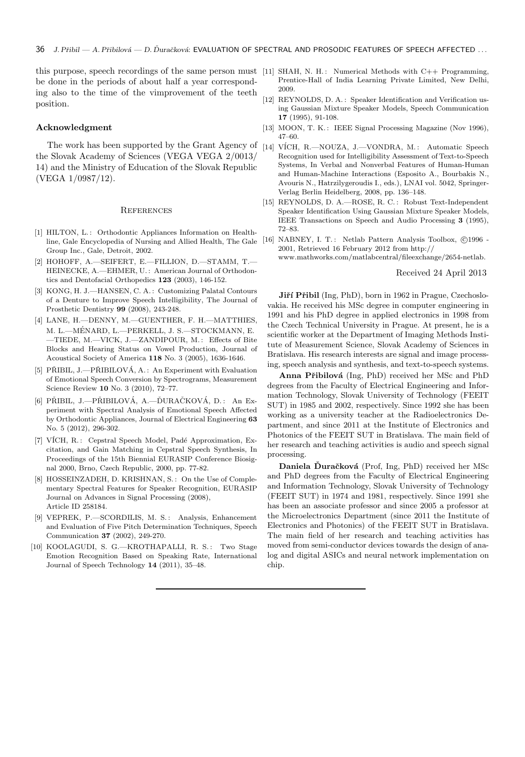this purpose, speech recordings of the same person must be done in the periods of about half a year corresponding also to the time of the vimprovement of the teeth position.

### Acknowledgment

The work has been supported by the Grant Agency of the Slovak Academy of Sciences (VEGA VEGA 2/0013/14) and the Ministry of Education of the Slovak Republic (VEGA 1/0987/12).

## References

[1] HILTON, L. : Orthodontic Appliances Information on Healthline, Gale Encyclopedia of Nursing and Allied Health, The Gale Group Inc., Gale, Detroit, 2002.

[2] HOHOFF, A.—SEIFERT, E.—FILLION, D.—STAMM, T.—HEINECKE, A.—EHMER, U. : American Journal of Orthodontics and Dentofacial Orthopedics **123** (2003), 146-152.

[3] KONG, H. J.—HANSEN, C. A. : Customizing Palatal Contours of a Denture to Improve Speech Intelligibility, The Journal of Prosthetic Dentistry **99** (2008), 243-248.

[4] LANE, H.—DENNY, M.—GUENTHER, F. H.—MATTHIES, M. L.—MÉNARD, L.—PERKELL, J. S.—STOCKMANN, E. —TIEDE, M.—VICK, J.—ZANDIPOUR, M. : Effects of Bite Blocks and Hearing Status on Vowel Production, Journal of Acoustical Society of America **118** No. 3 (2005), 1636-1646.

[5] PŘIBIL, J.—PŘIBILOVÁ, A. : An Experiment with Evaluation of Emotional Speech Conversion by Spectrograms, Measurement Science Review **10** No. 3 (2010), 72–77.

[6] PŘIBIL, J.—PŘIBILOVÁ, A.—ĎURAČKOVÁ, D. : An Experiment with Spectral Analysis of Emotional Speech Affected by Orthodontic Appliances, Journal of Electrical Engineering **63** No. 5 (2012), 296-302.

[7] VÍCH, R. : Cepstral Speech Model, Padé Approximation, Excitation, and Gain Matching in Cepstral Speech Synthesis, In Proceedings of the 15th Biennial EURASIP Conference Biosignal 2000, Brno, Czech Republic, 2000, pp. 77-82.

[8] HOSSEINZADEH, D. KRISHNAN, S. : On the Use of Complementary Spectral Features for Speaker Recognition, EURASIP Journal on Advances in Signal Processing (2008), Article ID 258184.

[9] VEPREK, P.—SCORDILIS, M. S. : Analysis, Enhancement and Evaluation of Five Pitch Determination Techniques, Speech Communication **37** (2002), 249-270.

[10] KOOLAGUDI, S. G.—KROTHAPALLI, R. S. : Two Stage Emotion Recognition Based on Speaking Rate, International Journal of Speech Technology **14** (2011), 35–48.

[11] SHAH, N. H. : Numerical Methods with C++ Programming, Prentice-Hall of India Learning Private Limited, New Delhi, 2009.

[12] REYNOLDS, D. A. : Speaker Identification and Verification using Gaussian Mixture Speaker Models, Speech Communication **17** (1995), 91-108.

[13] MOON, T. K. : IEEE Signal Processing Magazine (Nov 1996), 47–60.

[14] VÍCH, R.—NOUZA, J.—VONDRA, M. : Automatic Speech Recognition used for Intelligibility Assessment of Text-to-Speech Systems, In Verbal and Nonverbal Features of Human-Human and Human-Machine Interactions (Esposito A., Bourbakis N., Avouris N., Hatrzilygeroudis I., eds.), LNAI vol. 5042, Springer-Verlag Berlin Heidelberg, 2008, pp. 136–148.

[15] REYNOLDS, D. A.—ROSE, R. C. : Robust Text-Independent Speaker Identification Using Gaussian Mixture Speaker Models, IEEE Transactions on Speech and Audio Processing **3** (1995), 72–83.

[16] NABNEY, I. T. : Netlab Pattern Analysis Toolbox, ©1996 - 2001, Retrieved 16 February 2012 from http://www.mathworks.com/matlabcentral/fileexchange/2654-netlab.

Received 24 April 2013

**Jiří Přibil** (Ing, PhD), born in 1962 in Prague, Czechoslovakia. He received his MSc degree in computer engineering in 1991 and his PhD degree in applied electronics in 1998 from the Czech Technical University in Prague. At present, he is a scientific worker at the Department of Imaging Methods Institute of Measurement Science, Slovak Academy of Sciences in Bratislava. His research interests are signal and image processing, speech analysis and synthesis, and text-to-speech systems.

**Anna Přibilová** (Ing, PhD) received her MSc and PhD degrees from the Faculty of Electrical Engineering and Information Technology, Slovak University of Technology (FEEIT SUT) in 1985 and 2002, respectively. Since 1992 she has been working as a university teacher at the Radioelectronics Department, and since 2011 at the Institute of Electronics and Photonics of the FEEIT SUT in Bratislava. The main field of her research and teaching activities is audio and speech signal processing.

**Daniela Ďuračková** (Prof, Ing, PhD) received her MSc and PhD degrees from the Faculty of Electrical Engineering and Information Technology, Slovak University of Technology (FEEIT SUT) in 1974 and 1981, respectively. Since 1991 she has been an associate professor and since 2005 a professor at the Microelectronics Department (since 2011 the Institute of Electronics and Photonics) of the FEEIT SUT in Bratislava. The main field of her research and teaching activities has moved from semi-conductor devices towards the design of analog and digital ASICs and neural network implementation on chip.